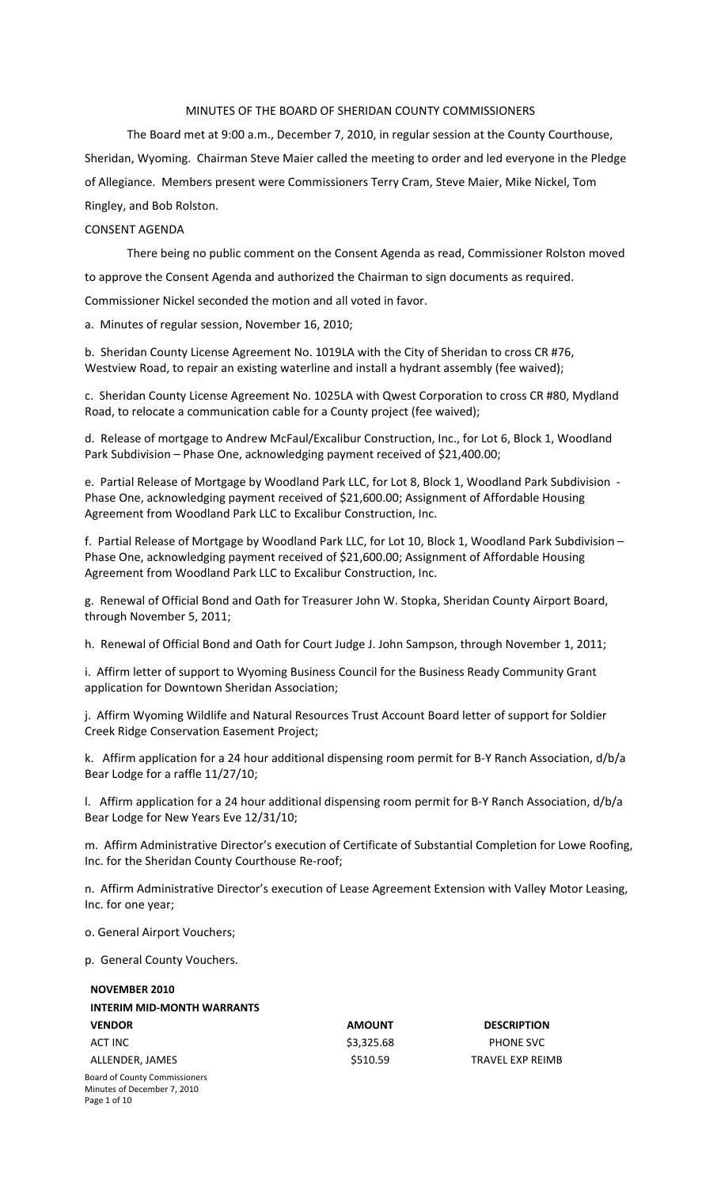MINUTES OF THE BOARD OF SHERIDAN COUNTY COMMISSIONERS

The Board met at 9:00 a.m., December 7, 2010, in regular session at the County Courthouse, Sheridan, Wyoming. Chairman Steve Maier called the meeting to order and led everyone in the Pledge of Allegiance. Members present were Commissioners Terry Cram, Steve Maier, Mike Nickel, Tom Ringley, and Bob Rolston.

CONSENT AGENDA

There being no public comment on the Consent Agenda as read, Commissioner Rolston moved to approve the Consent Agenda and authorized the Chairman to sign documents as required. Commissioner Nickel seconded the motion and all voted in favor.

a. Minutes of regular session, November 16, 2010;

b. Sheridan County License Agreement No. 1019LA with the City of Sheridan to cross CR #76, Westview Road, to repair an existing waterline and install a hydrant assembly (fee waived);

c. Sheridan County License Agreement No. 1025LA with Qwest Corporation to cross CR #80, Mydland Road, to relocate a communication cable for a County project (fee waived);

d. Release of mortgage to Andrew McFaul/Excalibur Construction, Inc., for Lot 6, Block 1, Woodland Park Subdivision – Phase One, acknowledging payment received of $21,400.00;

e. Partial Release of Mortgage by Woodland Park LLC, for Lot 8, Block 1, Woodland Park Subdivision - Phase One, acknowledging payment received of $21,600.00; Assignment of Affordable Housing Agreement from Woodland Park LLC to Excalibur Construction, Inc.

f. Partial Release of Mortgage by Woodland Park LLC, for Lot 10, Block 1, Woodland Park Subdivision – Phase One, acknowledging payment received of $21,600.00; Assignment of Affordable Housing Agreement from Woodland Park LLC to Excalibur Construction, Inc.

g. Renewal of Official Bond and Oath for Treasurer John W. Stopka, Sheridan County Airport Board, through November 5, 2011;

h. Renewal of Official Bond and Oath for Court Judge J. John Sampson, through November 1, 2011;

i. Affirm letter of support to Wyoming Business Council for the Business Ready Community Grant application for Downtown Sheridan Association;

j. Affirm Wyoming Wildlife and Natural Resources Trust Account Board letter of support for Soldier Creek Ridge Conservation Easement Project;

k. Affirm application for a 24 hour additional dispensing room permit for B-Y Ranch Association, d/b/a Bear Lodge for a raffle 11/27/10;

l. Affirm application for a 24 hour additional dispensing room permit for B-Y Ranch Association, d/b/a Bear Lodge for New Years Eve 12/31/10;

m. Affirm Administrative Director's execution of Certificate of Substantial Completion for Lowe Roofing, Inc. for the Sheridan County Courthouse Re-roof;

n. Affirm Administrative Director's execution of Lease Agreement Extension with Valley Motor Leasing, Inc. for one year;

o. General Airport Vouchers;

p. General County Vouchers.

**NOVEMBER 2010**
**INTERIM MID-MONTH WARRANTS**

| VENDOR | AMOUNT | DESCRIPTION |
|---|---|---|
| ACT INC | $3,325.68 | PHONE SVC |
| ALLENDER, JAMES | $510.59 | TRAVEL EXP REIMB |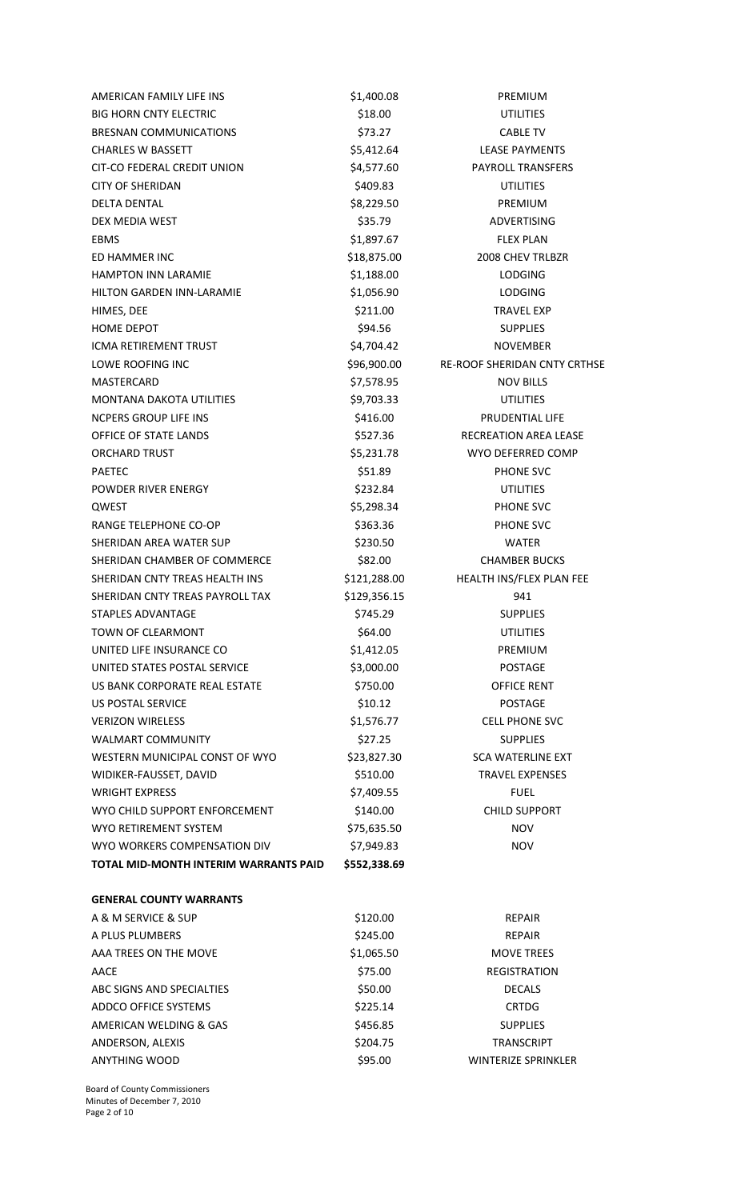| | | |
|---|---|---|
| AMERICAN FAMILY LIFE INS | $1,400.08 | PREMIUM |
| BIG HORN CNTY ELECTRIC | $18.00 | UTILITIES |
| BRESNAN COMMUNICATIONS | $73.27 | CABLE TV |
| CHARLES W BASSETT | $5,412.64 | LEASE PAYMENTS |
| CIT-CO FEDERAL CREDIT UNION | $4,577.60 | PAYROLL TRANSFERS |
| CITY OF SHERIDAN | $409.83 | UTILITIES |
| DELTA DENTAL | $8,229.50 | PREMIUM |
| DEX MEDIA WEST | $35.79 | ADVERTISING |
| EBMS | $1,897.67 | FLEX PLAN |
| ED HAMMER INC | $18,875.00 | 2008 CHEV TRLBZR |
| HAMPTON INN LARAMIE | $1,188.00 | LODGING |
| HILTON GARDEN INN-LARAMIE | $1,056.90 | LODGING |
| HIMES, DEE | $211.00 | TRAVEL EXP |
| HOME DEPOT | $94.56 | SUPPLIES |
| ICMA RETIREMENT TRUST | $4,704.42 | NOVEMBER |
| LOWE ROOFING INC | $96,900.00 | RE-ROOF SHERIDAN CNTY CRTHSE |
| MASTERCARD | $7,578.95 | NOV BILLS |
| MONTANA DAKOTA UTILITIES | $9,703.33 | UTILITIES |
| NCPERS GROUP LIFE INS | $416.00 | PRUDENTIAL LIFE |
| OFFICE OF STATE LANDS | $527.36 | RECREATION AREA LEASE |
| ORCHARD TRUST | $5,231.78 | WYO DEFERRED COMP |
| PAETEC | $51.89 | PHONE SVC |
| POWDER RIVER ENERGY | $232.84 | UTILITIES |
| QWEST | $5,298.34 | PHONE SVC |
| RANGE TELEPHONE CO-OP | $363.36 | PHONE SVC |
| SHERIDAN AREA WATER SUP | $230.50 | WATER |
| SHERIDAN CHAMBER OF COMMERCE | $82.00 | CHAMBER BUCKS |
| SHERIDAN CNTY TREAS HEALTH INS | $121,288.00 | HEALTH INS/FLEX PLAN FEE |
| SHERIDAN CNTY TREAS PAYROLL TAX | $129,356.15 | 941 |
| STAPLES ADVANTAGE | $745.29 | SUPPLIES |
| TOWN OF CLEARMONT | $64.00 | UTILITIES |
| UNITED LIFE INSURANCE CO | $1,412.05 | PREMIUM |
| UNITED STATES POSTAL SERVICE | $3,000.00 | POSTAGE |
| US BANK CORPORATE REAL ESTATE | $750.00 | OFFICE RENT |
| US POSTAL SERVICE | $10.12 | POSTAGE |
| VERIZON WIRELESS | $1,576.77 | CELL PHONE SVC |
| WALMART COMMUNITY | $27.25 | SUPPLIES |
| WESTERN MUNICIPAL CONST OF WYO | $23,827.30 | SCA WATERLINE EXT |
| WIDIKER-FAUSSET, DAVID | $510.00 | TRAVEL EXPENSES |
| WRIGHT EXPRESS | $7,409.55 | FUEL |
| WYO CHILD SUPPORT ENFORCEMENT | $140.00 | CHILD SUPPORT |
| WYO RETIREMENT SYSTEM | $75,635.50 | NOV |
| WYO WORKERS COMPENSATION DIV | $7,949.83 | NOV |
| **TOTAL MID-MONTH INTERIM WARRANTS PAID** | **$552,338.69** | |

**GENERAL COUNTY WARRANTS**

| | | |
|---|---|---|
| A & M SERVICE & SUP | $120.00 | REPAIR |
| A PLUS PLUMBERS | $245.00 | REPAIR |
| AAA TREES ON THE MOVE | $1,065.50 | MOVE TREES |
| AACE | $75.00 | REGISTRATION |
| ABC SIGNS AND SPECIALTIES | $50.00 | DECALS |
| ADDCO OFFICE SYSTEMS | $225.14 | CRTDG |
| AMERICAN WELDING & GAS | $456.85 | SUPPLIES |
| ANDERSON, ALEXIS | $204.75 | TRANSCRIPT |
| ANYTHING WOOD | $95.00 | WINTERIZE SPRINKLER |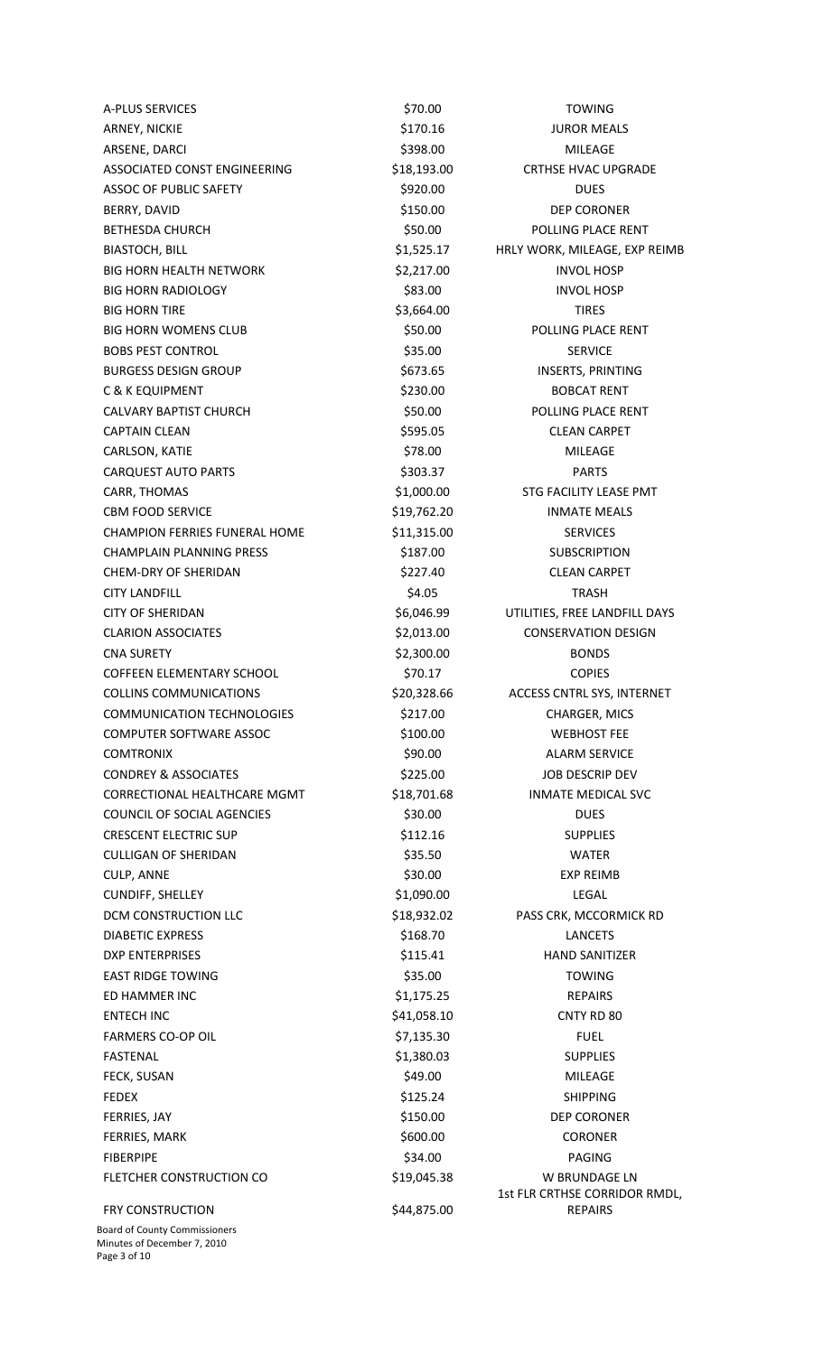| | | |
|---|---|---|
| A-PLUS SERVICES | $70.00 | TOWING |
| ARNEY, NICKIE | $170.16 | JUROR MEALS |
| ARSENE, DARCI | $398.00 | MILEAGE |
| ASSOCIATED CONST ENGINEERING | $18,193.00 | CRTHSE HVAC UPGRADE |
| ASSOC OF PUBLIC SAFETY | $920.00 | DUES |
| BERRY, DAVID | $150.00 | DEP CORONER |
| BETHESDA CHURCH | $50.00 | POLLING PLACE RENT |
| BIASTOCH, BILL | $1,525.17 | HRLY WORK, MILEAGE, EXP REIMB |
| BIG HORN HEALTH NETWORK | $2,217.00 | INVOL HOSP |
| BIG HORN RADIOLOGY | $83.00 | INVOL HOSP |
| BIG HORN TIRE | $3,664.00 | TIRES |
| BIG HORN WOMENS CLUB | $50.00 | POLLING PLACE RENT |
| BOBS PEST CONTROL | $35.00 | SERVICE |
| BURGESS DESIGN GROUP | $673.65 | INSERTS, PRINTING |
| C & K EQUIPMENT | $230.00 | BOBCAT RENT |
| CALVARY BAPTIST CHURCH | $50.00 | POLLING PLACE RENT |
| CAPTAIN CLEAN | $595.05 | CLEAN CARPET |
| CARLSON, KATIE | $78.00 | MILEAGE |
| CARQUEST AUTO PARTS | $303.37 | PARTS |
| CARR, THOMAS | $1,000.00 | STG FACILITY LEASE PMT |
| CBM FOOD SERVICE | $19,762.20 | INMATE MEALS |
| CHAMPION FERRIES FUNERAL HOME | $11,315.00 | SERVICES |
| CHAMPLAIN PLANNING PRESS | $187.00 | SUBSCRIPTION |
| CHEM-DRY OF SHERIDAN | $227.40 | CLEAN CARPET |
| CITY LANDFILL | $4.05 | TRASH |
| CITY OF SHERIDAN | $6,046.99 | UTILITIES, FREE LANDFILL DAYS |
| CLARION ASSOCIATES | $2,013.00 | CONSERVATION DESIGN |
| CNA SURETY | $2,300.00 | BONDS |
| COFFEEN ELEMENTARY SCHOOL | $70.17 | COPIES |
| COLLINS COMMUNICATIONS | $20,328.66 | ACCESS CNTRL SYS, INTERNET |
| COMMUNICATION TECHNOLOGIES | $217.00 | CHARGER, MICS |
| COMPUTER SOFTWARE ASSOC | $100.00 | WEBHOST FEE |
| COMTRONIX | $90.00 | ALARM SERVICE |
| CONDREY & ASSOCIATES | $225.00 | JOB DESCRIP DEV |
| CORRECTIONAL HEALTHCARE MGMT | $18,701.68 | INMATE MEDICAL SVC |
| COUNCIL OF SOCIAL AGENCIES | $30.00 | DUES |
| CRESCENT ELECTRIC SUP | $112.16 | SUPPLIES |
| CULLIGAN OF SHERIDAN | $35.50 | WATER |
| CULP, ANNE | $30.00 | EXP REIMB |
| CUNDIFF, SHELLEY | $1,090.00 | LEGAL |
| DCM CONSTRUCTION LLC | $18,932.02 | PASS CRK, MCCORMICK RD |
| DIABETIC EXPRESS | $168.70 | LANCETS |
| DXP ENTERPRISES | $115.41 | HAND SANITIZER |
| EAST RIDGE TOWING | $35.00 | TOWING |
| ED HAMMER INC | $1,175.25 | REPAIRS |
| ENTECH INC | $41,058.10 | CNTY RD 80 |
| FARMERS CO-OP OIL | $7,135.30 | FUEL |
| FASTENAL | $1,380.03 | SUPPLIES |
| FECK, SUSAN | $49.00 | MILEAGE |
| FEDEX | $125.24 | SHIPPING |
| FERRIES, JAY | $150.00 | DEP CORONER |
| FERRIES, MARK | $600.00 | CORONER |
| FIBERPIPE | $34.00 | PAGING |
| FLETCHER CONSTRUCTION CO | $19,045.38 | W BRUNDAGE LN |
| FRY CONSTRUCTION | $44,875.00 | 1st FLR CRTHSE CORRIDOR RMDL, REPAIRS |

Board of County Commissioners
Minutes of December 7, 2010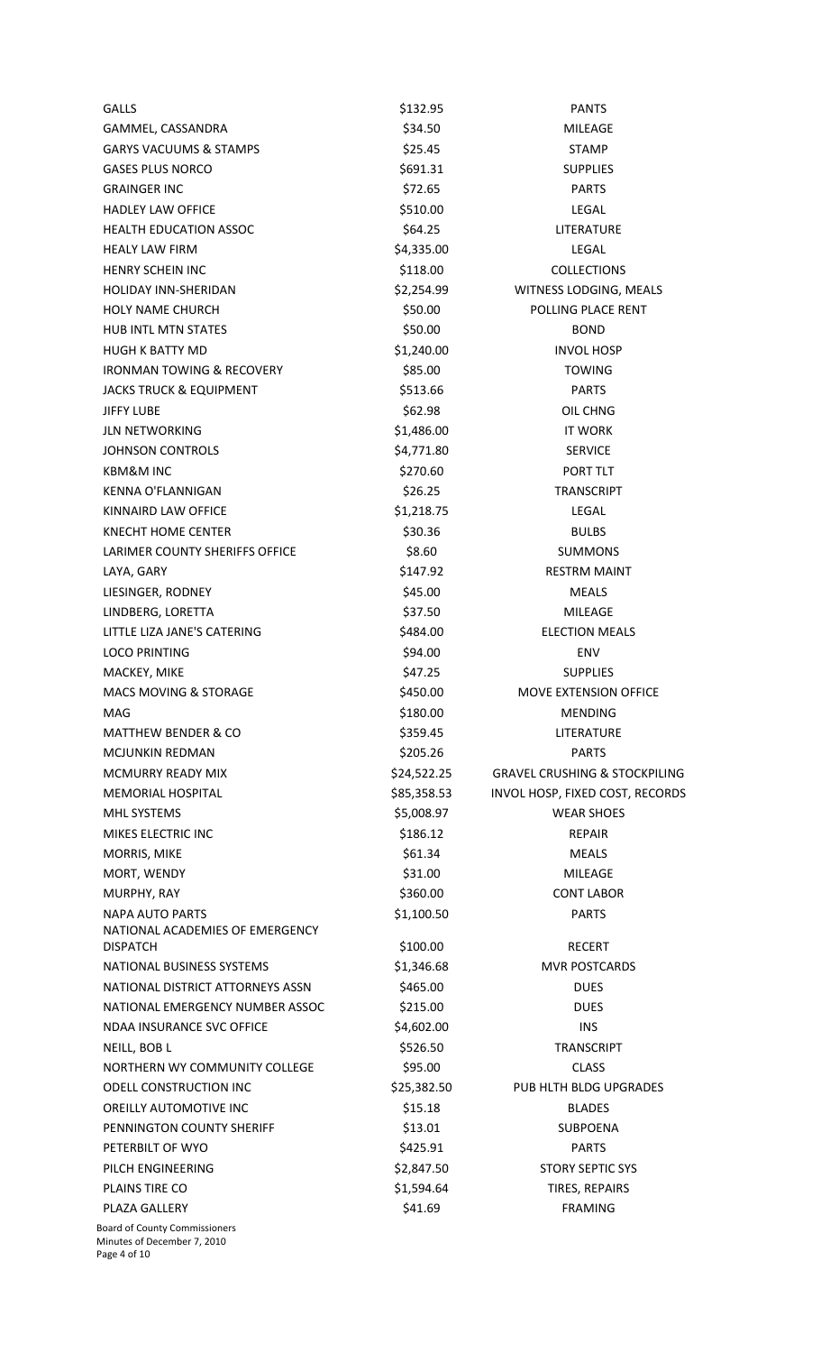| | | |
|---|---|---|
| GALLS | $132.95 | PANTS |
| GAMMEL, CASSANDRA | $34.50 | MILEAGE |
| GARYS VACUUMS & STAMPS | $25.45 | STAMP |
| GASES PLUS NORCO | $691.31 | SUPPLIES |
| GRAINGER INC | $72.65 | PARTS |
| HADLEY LAW OFFICE | $510.00 | LEGAL |
| HEALTH EDUCATION ASSOC | $64.25 | LITERATURE |
| HEALY LAW FIRM | $4,335.00 | LEGAL |
| HENRY SCHEIN INC | $118.00 | COLLECTIONS |
| HOLIDAY INN-SHERIDAN | $2,254.99 | WITNESS LODGING, MEALS |
| HOLY NAME CHURCH | $50.00 | POLLING PLACE RENT |
| HUB INTL MTN STATES | $50.00 | BOND |
| HUGH K BATTY MD | $1,240.00 | INVOL HOSP |
| IRONMAN TOWING & RECOVERY | $85.00 | TOWING |
| JACKS TRUCK & EQUIPMENT | $513.66 | PARTS |
| JIFFY LUBE | $62.98 | OIL CHNG |
| JLN NETWORKING | $1,486.00 | IT WORK |
| JOHNSON CONTROLS | $4,771.80 | SERVICE |
| KBM&M INC | $270.60 | PORT TLT |
| KENNA O'FLANNIGAN | $26.25 | TRANSCRIPT |
| KINNAIRD LAW OFFICE | $1,218.75 | LEGAL |
| KNECHT HOME CENTER | $30.36 | BULBS |
| LARIMER COUNTY SHERIFFS OFFICE | $8.60 | SUMMONS |
| LAYA, GARY | $147.92 | RESTRM MAINT |
| LIESINGER, RODNEY | $45.00 | MEALS |
| LINDBERG, LORETTA | $37.50 | MILEAGE |
| LITTLE LIZA JANE'S CATERING | $484.00 | ELECTION MEALS |
| LOCO PRINTING | $94.00 | ENV |
| MACKEY, MIKE | $47.25 | SUPPLIES |
| MACS MOVING & STORAGE | $450.00 | MOVE EXTENSION OFFICE |
| MAG | $180.00 | MENDING |
| MATTHEW BENDER & CO | $359.45 | LITERATURE |
| MCJUNKIN REDMAN | $205.26 | PARTS |
| MCMURRY READY MIX | $24,522.25 | GRAVEL CRUSHING & STOCKPILING |
| MEMORIAL HOSPITAL | $85,358.53 | INVOL HOSP, FIXED COST, RECORDS |
| MHL SYSTEMS | $5,008.97 | WEAR SHOES |
| MIKES ELECTRIC INC | $186.12 | REPAIR |
| MORRIS, MIKE | $61.34 | MEALS |
| MORT, WENDY | $31.00 | MILEAGE |
| MURPHY, RAY | $360.00 | CONT LABOR |
| NAPA AUTO PARTS | $1,100.50 | PARTS |
| NATIONAL ACADEMIES OF EMERGENCY DISPATCH | $100.00 | RECERT |
| NATIONAL BUSINESS SYSTEMS | $1,346.68 | MVR POSTCARDS |
| NATIONAL DISTRICT ATTORNEYS ASSN | $465.00 | DUES |
| NATIONAL EMERGENCY NUMBER ASSOC | $215.00 | DUES |
| NDAA INSURANCE SVC OFFICE | $4,602.00 | INS |
| NEILL, BOB L | $526.50 | TRANSCRIPT |
| NORTHERN WY COMMUNITY COLLEGE | $95.00 | CLASS |
| ODELL CONSTRUCTION INC | $25,382.50 | PUB HLTH BLDG UPGRADES |
| OREILLY AUTOMOTIVE INC | $15.18 | BLADES |
| PENNINGTON COUNTY SHERIFF | $13.01 | SUBPOENA |
| PETERBILT OF WYO | $425.91 | PARTS |
| PILCH ENGINEERING | $2,847.50 | STORY SEPTIC SYS |
| PLAINS TIRE CO | $1,594.64 | TIRES, REPAIRS |
| PLAZA GALLERY | $41.69 | FRAMING |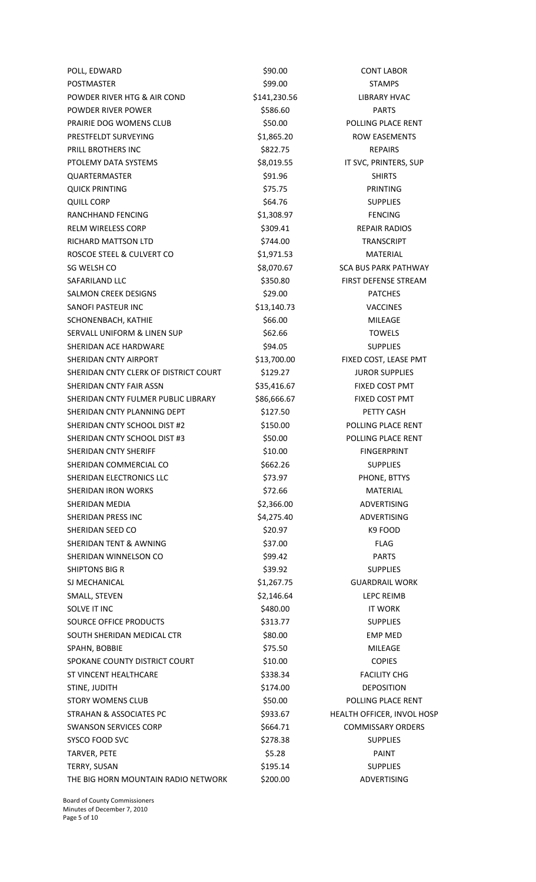| | | |
|---|---|---|
| POLL, EDWARD | $90.00 | CONT LABOR |
| POSTMASTER | $99.00 | STAMPS |
| POWDER RIVER HTG & AIR COND | $141,230.56 | LIBRARY HVAC |
| POWDER RIVER POWER | $586.60 | PARTS |
| PRAIRIE DOG WOMENS CLUB | $50.00 | POLLING PLACE RENT |
| PRESTFELDT SURVEYING | $1,865.20 | ROW EASEMENTS |
| PRILL BROTHERS INC | $822.75 | REPAIRS |
| PTOLEMY DATA SYSTEMS | $8,019.55 | IT SVC, PRINTERS, SUP |
| QUARTERMASTER | $91.96 | SHIRTS |
| QUICK PRINTING | $75.75 | PRINTING |
| QUILL CORP | $64.76 | SUPPLIES |
| RANCHHAND FENCING | $1,308.97 | FENCING |
| RELM WIRELESS CORP | $309.41 | REPAIR RADIOS |
| RICHARD MATTSON LTD | $744.00 | TRANSCRIPT |
| ROSCOE STEEL & CULVERT CO | $1,971.53 | MATERIAL |
| SG WELSH CO | $8,070.67 | SCA BUS PARK PATHWAY |
| SAFARILAND LLC | $350.80 | FIRST DEFENSE STREAM |
| SALMON CREEK DESIGNS | $29.00 | PATCHES |
| SANOFI PASTEUR INC | $13,140.73 | VACCINES |
| SCHONENBACH, KATHIE | $66.00 | MILEAGE |
| SERVALL UNIFORM & LINEN SUP | $62.66 | TOWELS |
| SHERIDAN ACE HARDWARE | $94.05 | SUPPLIES |
| SHERIDAN CNTY AIRPORT | $13,700.00 | FIXED COST, LEASE PMT |
| SHERIDAN CNTY CLERK OF DISTRICT COURT | $129.27 | JUROR SUPPLIES |
| SHERIDAN CNTY FAIR ASSN | $35,416.67 | FIXED COST PMT |
| SHERIDAN CNTY FULMER PUBLIC LIBRARY | $86,666.67 | FIXED COST PMT |
| SHERIDAN CNTY PLANNING DEPT | $127.50 | PETTY CASH |
| SHERIDAN CNTY SCHOOL DIST #2 | $150.00 | POLLING PLACE RENT |
| SHERIDAN CNTY SCHOOL DIST #3 | $50.00 | POLLING PLACE RENT |
| SHERIDAN CNTY SHERIFF | $10.00 | FINGERPRINT |
| SHERIDAN COMMERCIAL CO | $662.26 | SUPPLIES |
| SHERIDAN ELECTRONICS LLC | $73.97 | PHONE, BTTYS |
| SHERIDAN IRON WORKS | $72.66 | MATERIAL |
| SHERIDAN MEDIA | $2,366.00 | ADVERTISING |
| SHERIDAN PRESS INC | $4,275.40 | ADVERTISING |
| SHERIDAN SEED CO | $20.97 | K9 FOOD |
| SHERIDAN TENT & AWNING | $37.00 | FLAG |
| SHERIDAN WINNELSON CO | $99.42 | PARTS |
| SHIPTONS BIG R | $39.92 | SUPPLIES |
| SJ MECHANICAL | $1,267.75 | GUARDRAIL WORK |
| SMALL, STEVEN | $2,146.64 | LEPC REIMB |
| SOLVE IT INC | $480.00 | IT WORK |
| SOURCE OFFICE PRODUCTS | $313.77 | SUPPLIES |
| SOUTH SHERIDAN MEDICAL CTR | $80.00 | EMP MED |
| SPAHN, BOBBIE | $75.50 | MILEAGE |
| SPOKANE COUNTY DISTRICT COURT | $10.00 | COPIES |
| ST VINCENT HEALTHCARE | $338.34 | FACILITY CHG |
| STINE, JUDITH | $174.00 | DEPOSITION |
| STORY WOMENS CLUB | $50.00 | POLLING PLACE RENT |
| STRAHAN & ASSOCIATES PC | $933.67 | HEALTH OFFICER, INVOL HOSP |
| SWANSON SERVICES CORP | $664.71 | COMMISSARY ORDERS |
| SYSCO FOOD SVC | $278.38 | SUPPLIES |
| TARVER, PETE | $5.28 | PAINT |
| TERRY, SUSAN | $195.14 | SUPPLIES |
| THE BIG HORN MOUNTAIN RADIO NETWORK | $200.00 | ADVERTISING |

Board of County Commissioners
Minutes of December 7, 2010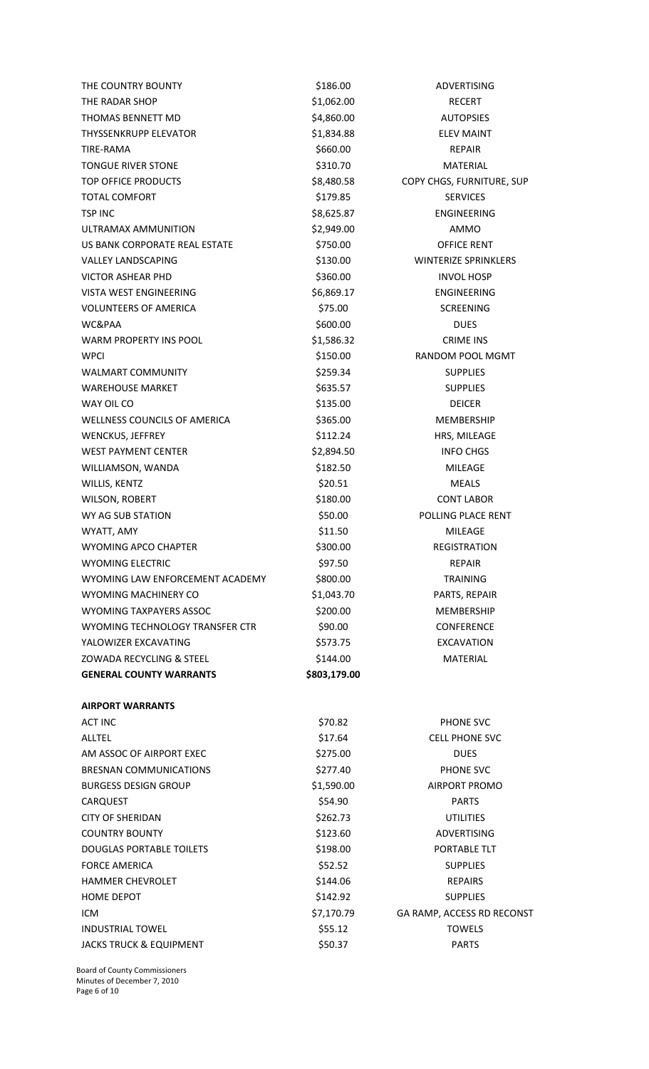| | | |
|---|---|---|
| THE COUNTRY BOUNTY | $186.00 | ADVERTISING |
| THE RADAR SHOP | $1,062.00 | RECERT |
| THOMAS BENNETT MD | $4,860.00 | AUTOPSIES |
| THYSSENKRUPP ELEVATOR | $1,834.88 | ELEV MAINT |
| TIRE-RAMA | $660.00 | REPAIR |
| TONGUE RIVER STONE | $310.70 | MATERIAL |
| TOP OFFICE PRODUCTS | $8,480.58 | COPY CHGS, FURNITURE, SUP |
| TOTAL COMFORT | $179.85 | SERVICES |
| TSP INC | $8,625.87 | ENGINEERING |
| ULTRAMAX AMMUNITION | $2,949.00 | AMMO |
| US BANK CORPORATE REAL ESTATE | $750.00 | OFFICE RENT |
| VALLEY LANDSCAPING | $130.00 | WINTERIZE SPRINKLERS |
| VICTOR ASHEAR PHD | $360.00 | INVOL HOSP |
| VISTA WEST ENGINEERING | $6,869.17 | ENGINEERING |
| VOLUNTEERS OF AMERICA | $75.00 | SCREENING |
| WC&PAA | $600.00 | DUES |
| WARM PROPERTY INS POOL | $1,586.32 | CRIME INS |
| WPCI | $150.00 | RANDOM POOL MGMT |
| WALMART COMMUNITY | $259.34 | SUPPLIES |
| WAREHOUSE MARKET | $635.57 | SUPPLIES |
| WAY OIL CO | $135.00 | DEICER |
| WELLNESS COUNCILS OF AMERICA | $365.00 | MEMBERSHIP |
| WENCKUS, JEFFREY | $112.24 | HRS, MILEAGE |
| WEST PAYMENT CENTER | $2,894.50 | INFO CHGS |
| WILLIAMSON, WANDA | $182.50 | MILEAGE |
| WILLIS, KENTZ | $20.51 | MEALS |
| WILSON, ROBERT | $180.00 | CONT LABOR |
| WY AG SUB STATION | $50.00 | POLLING PLACE RENT |
| WYATT, AMY | $11.50 | MILEAGE |
| WYOMING APCO CHAPTER | $300.00 | REGISTRATION |
| WYOMING ELECTRIC | $97.50 | REPAIR |
| WYOMING LAW ENFORCEMENT ACADEMY | $800.00 | TRAINING |
| WYOMING MACHINERY CO | $1,043.70 | PARTS, REPAIR |
| WYOMING TAXPAYERS ASSOC | $200.00 | MEMBERSHIP |
| WYOMING TECHNOLOGY TRANSFER CTR | $90.00 | CONFERENCE |
| YALOWIZER EXCAVATING | $573.75 | EXCAVATION |
| ZOWADA RECYCLING & STEEL | $144.00 | MATERIAL |
| **GENERAL COUNTY WARRANTS** | **$803,179.00** | |

**AIRPORT WARRANTS**

| | | |
|---|---|---|
| ACT INC | $70.82 | PHONE SVC |
| ALLTEL | $17.64 | CELL PHONE SVC |
| AM ASSOC OF AIRPORT EXEC | $275.00 | DUES |
| BRESNAN COMMUNICATIONS | $277.40 | PHONE SVC |
| BURGESS DESIGN GROUP | $1,590.00 | AIRPORT PROMO |
| CARQUEST | $54.90 | PARTS |
| CITY OF SHERIDAN | $262.73 | UTILITIES |
| COUNTRY BOUNTY | $123.60 | ADVERTISING |
| DOUGLAS PORTABLE TOILETS | $198.00 | PORTABLE TLT |
| FORCE AMERICA | $52.52 | SUPPLIES |
| HAMMER CHEVROLET | $144.06 | REPAIRS |
| HOME DEPOT | $142.92 | SUPPLIES |
| ICM | $7,170.79 | GA RAMP, ACCESS RD RECONST |
| INDUSTRIAL TOWEL | $55.12 | TOWELS |
| JACKS TRUCK & EQUIPMENT | $50.37 | PARTS |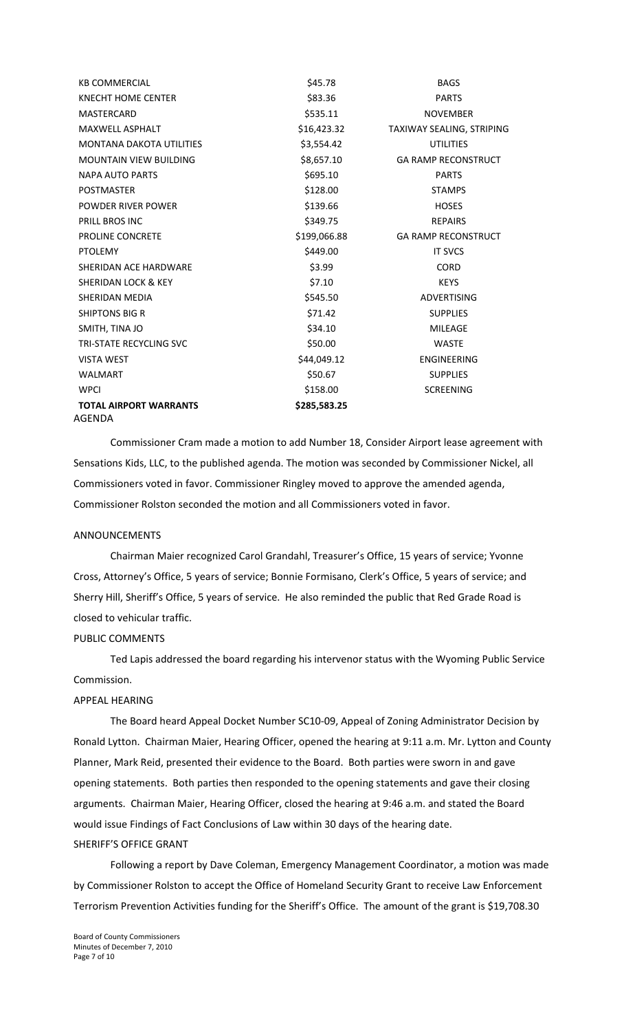| | | |
|---|---|---|
| KB COMMERCIAL | $45.78 | BAGS |
| KNECHT HOME CENTER | $83.36 | PARTS |
| MASTERCARD | $535.11 | NOVEMBER |
| MAXWELL ASPHALT | $16,423.32 | TAXIWAY SEALING, STRIPING |
| MONTANA DAKOTA UTILITIES | $3,554.42 | UTILITIES |
| MOUNTAIN VIEW BUILDING | $8,657.10 | GA RAMP RECONSTRUCT |
| NAPA AUTO PARTS | $695.10 | PARTS |
| POSTMASTER | $128.00 | STAMPS |
| POWDER RIVER POWER | $139.66 | HOSES |
| PRILL BROS INC | $349.75 | REPAIRS |
| PROLINE CONCRETE | $199,066.88 | GA RAMP RECONSTRUCT |
| PTOLEMY | $449.00 | IT SVCS |
| SHERIDAN ACE HARDWARE | $3.99 | CORD |
| SHERIDAN LOCK & KEY | $7.10 | KEYS |
| SHERIDAN MEDIA | $545.50 | ADVERTISING |
| SHIPTONS BIG R | $71.42 | SUPPLIES |
| SMITH, TINA JO | $34.10 | MILEAGE |
| TRI-STATE RECYCLING SVC | $50.00 | WASTE |
| VISTA WEST | $44,049.12 | ENGINEERING |
| WALMART | $50.67 | SUPPLIES |
| WPCI | $158.00 | SCREENING |
| **TOTAL AIRPORT WARRANTS** | **$285,583.25** | |

AGENDA

Commissioner Cram made a motion to add Number 18, Consider Airport lease agreement with Sensations Kids, LLC, to the published agenda. The motion was seconded by Commissioner Nickel, all Commissioners voted in favor. Commissioner Ringley moved to approve the amended agenda, Commissioner Rolston seconded the motion and all Commissioners voted in favor.

ANNOUNCEMENTS

Chairman Maier recognized Carol Grandahl, Treasurer's Office, 15 years of service; Yvonne Cross, Attorney's Office, 5 years of service; Bonnie Formisano, Clerk's Office, 5 years of service; and Sherry Hill, Sheriff's Office, 5 years of service. He also reminded the public that Red Grade Road is closed to vehicular traffic.

PUBLIC COMMENTS

Ted Lapis addressed the board regarding his intervenor status with the Wyoming Public Service Commission.

APPEAL HEARING

The Board heard Appeal Docket Number SC10-09, Appeal of Zoning Administrator Decision by Ronald Lytton. Chairman Maier, Hearing Officer, opened the hearing at 9:11 a.m. Mr. Lytton and County Planner, Mark Reid, presented their evidence to the Board. Both parties were sworn in and gave opening statements. Both parties then responded to the opening statements and gave their closing arguments. Chairman Maier, Hearing Officer, closed the hearing at 9:46 a.m. and stated the Board would issue Findings of Fact Conclusions of Law within 30 days of the hearing date.

SHERIFF'S OFFICE GRANT

Following a report by Dave Coleman, Emergency Management Coordinator, a motion was made by Commissioner Rolston to accept the Office of Homeland Security Grant to receive Law Enforcement Terrorism Prevention Activities funding for the Sheriff's Office. The amount of the grant is $19,708.30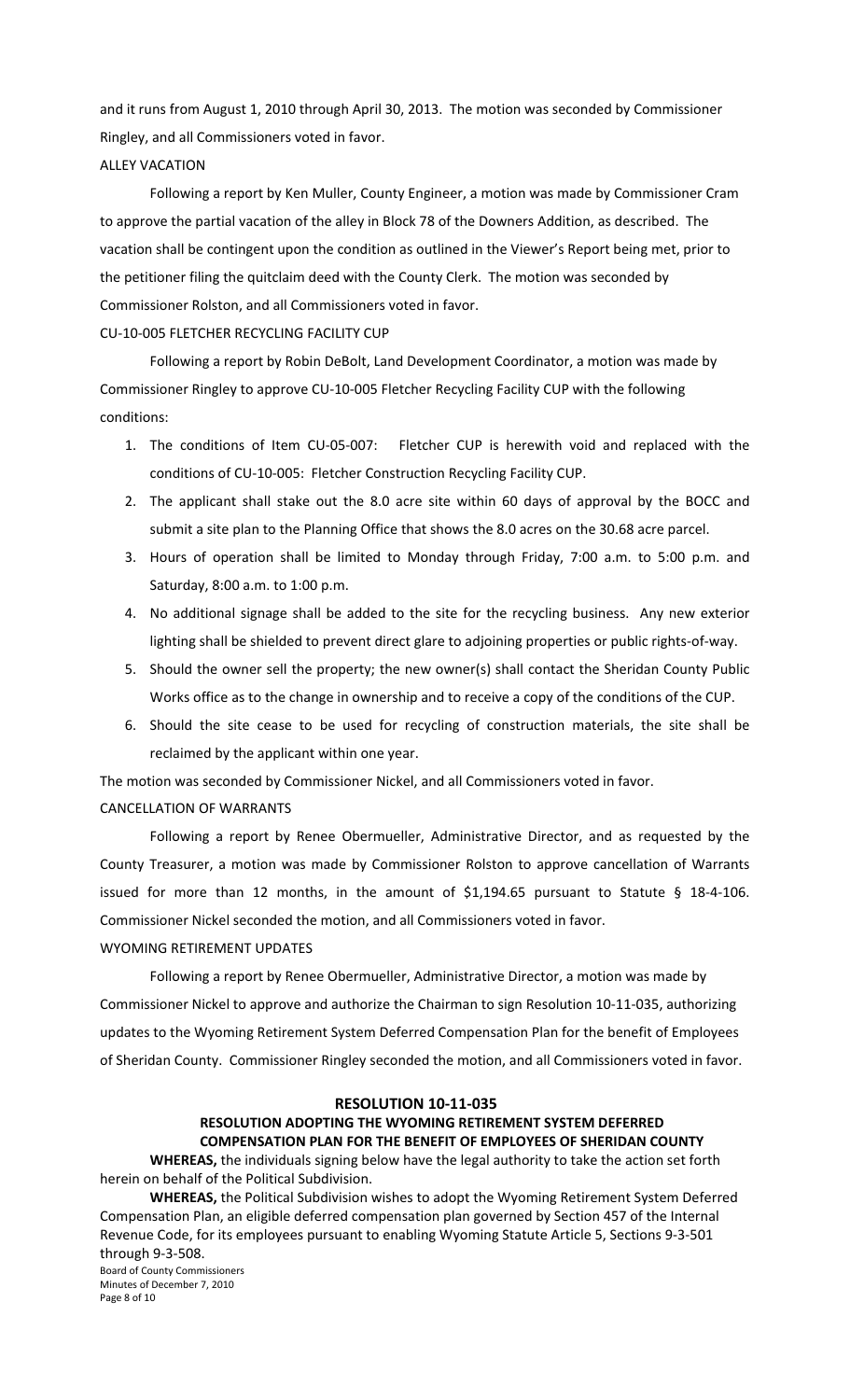and it runs from August 1, 2010 through April 30, 2013. The motion was seconded by Commissioner Ringley, and all Commissioners voted in favor.

ALLEY VACATION

Following a report by Ken Muller, County Engineer, a motion was made by Commissioner Cram to approve the partial vacation of the alley in Block 78 of the Downers Addition, as described. The vacation shall be contingent upon the condition as outlined in the Viewer's Report being met, prior to the petitioner filing the quitclaim deed with the County Clerk. The motion was seconded by Commissioner Rolston, and all Commissioners voted in favor.

CU-10-005 FLETCHER RECYCLING FACILITY CUP

Following a report by Robin DeBolt, Land Development Coordinator, a motion was made by Commissioner Ringley to approve CU-10-005 Fletcher Recycling Facility CUP with the following conditions:

1. The conditions of Item CU-05-007: Fletcher CUP is herewith void and replaced with the conditions of CU-10-005: Fletcher Construction Recycling Facility CUP.
2. The applicant shall stake out the 8.0 acre site within 60 days of approval by the BOCC and submit a site plan to the Planning Office that shows the 8.0 acres on the 30.68 acre parcel.
3. Hours of operation shall be limited to Monday through Friday, 7:00 a.m. to 5:00 p.m. and Saturday, 8:00 a.m. to 1:00 p.m.
4. No additional signage shall be added to the site for the recycling business. Any new exterior lighting shall be shielded to prevent direct glare to adjoining properties or public rights-of-way.
5. Should the owner sell the property; the new owner(s) shall contact the Sheridan County Public Works office as to the change in ownership and to receive a copy of the conditions of the CUP.
6. Should the site cease to be used for recycling of construction materials, the site shall be reclaimed by the applicant within one year.

The motion was seconded by Commissioner Nickel, and all Commissioners voted in favor.

CANCELLATION OF WARRANTS

Following a report by Renee Obermueller, Administrative Director, and as requested by the County Treasurer, a motion was made by Commissioner Rolston to approve cancellation of Warrants issued for more than 12 months, in the amount of $1,194.65 pursuant to Statute § 18-4-106. Commissioner Nickel seconded the motion, and all Commissioners voted in favor.

WYOMING RETIREMENT UPDATES

Following a report by Renee Obermueller, Administrative Director, a motion was made by Commissioner Nickel to approve and authorize the Chairman to sign Resolution 10-11-035, authorizing updates to the Wyoming Retirement System Deferred Compensation Plan for the benefit of Employees of Sheridan County. Commissioner Ringley seconded the motion, and all Commissioners voted in favor.

**RESOLUTION 10-11-035**

**RESOLUTION ADOPTING THE WYOMING RETIREMENT SYSTEM DEFERRED COMPENSATION PLAN FOR THE BENEFIT OF EMPLOYEES OF SHERIDAN COUNTY**

**WHEREAS,** the individuals signing below have the legal authority to take the action set forth herein on behalf of the Political Subdivision.

**WHEREAS,** the Political Subdivision wishes to adopt the Wyoming Retirement System Deferred Compensation Plan, an eligible deferred compensation plan governed by Section 457 of the Internal Revenue Code, for its employees pursuant to enabling Wyoming Statute Article 5, Sections 9-3-501 through 9-3-508.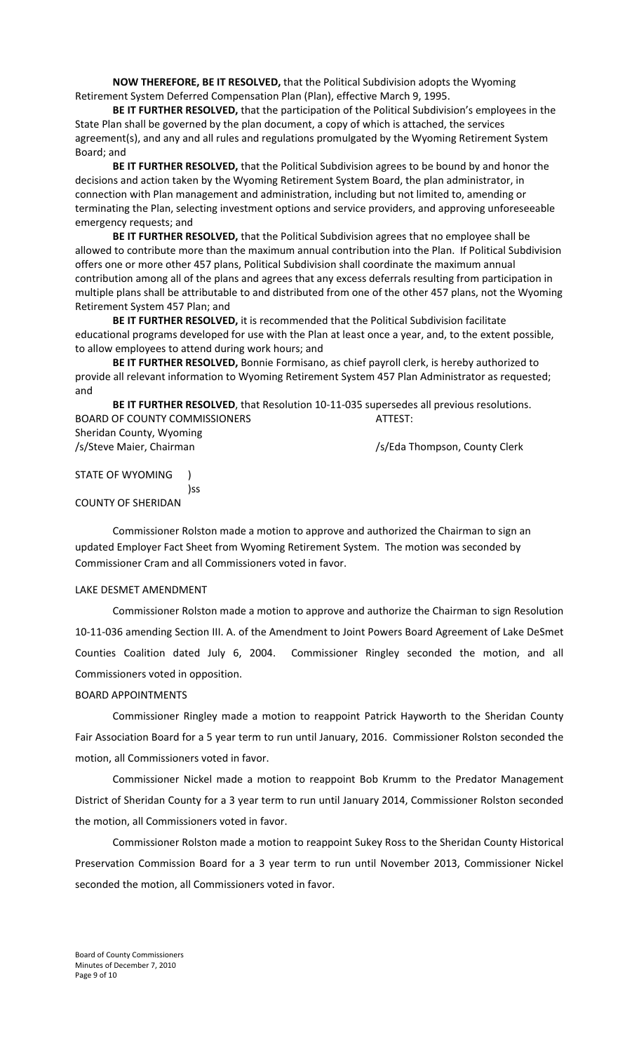**NOW THEREFORE, BE IT RESOLVED,** that the Political Subdivision adopts the Wyoming Retirement System Deferred Compensation Plan (Plan), effective March 9, 1995.

**BE IT FURTHER RESOLVED,** that the participation of the Political Subdivision's employees in the State Plan shall be governed by the plan document, a copy of which is attached, the services agreement(s), and any and all rules and regulations promulgated by the Wyoming Retirement System Board; and

**BE IT FURTHER RESOLVED,** that the Political Subdivision agrees to be bound by and honor the decisions and action taken by the Wyoming Retirement System Board, the plan administrator, in connection with Plan management and administration, including but not limited to, amending or terminating the Plan, selecting investment options and service providers, and approving unforeseeable emergency requests; and

**BE IT FURTHER RESOLVED,** that the Political Subdivision agrees that no employee shall be allowed to contribute more than the maximum annual contribution into the Plan. If Political Subdivision offers one or more other 457 plans, Political Subdivision shall coordinate the maximum annual contribution among all of the plans and agrees that any excess deferrals resulting from participation in multiple plans shall be attributable to and distributed from one of the other 457 plans, not the Wyoming Retirement System 457 Plan; and

**BE IT FURTHER RESOLVED,** it is recommended that the Political Subdivision facilitate educational programs developed for use with the Plan at least once a year, and, to the extent possible, to allow employees to attend during work hours; and

**BE IT FURTHER RESOLVED,** Bonnie Formisano, as chief payroll clerk, is hereby authorized to provide all relevant information to Wyoming Retirement System 457 Plan Administrator as requested; and

**BE IT FURTHER RESOLVED**, that Resolution 10-11-035 supersedes all previous resolutions.

BOARD OF COUNTY COMMISSIONERS
Sheridan County, Wyoming
/s/Steve Maier, Chairman

ATTEST:
/s/Eda Thompson, County Clerk

STATE OF WYOMING )
)ss
COUNTY OF SHERIDAN

Commissioner Rolston made a motion to approve and authorized the Chairman to sign an updated Employer Fact Sheet from Wyoming Retirement System. The motion was seconded by Commissioner Cram and all Commissioners voted in favor.

LAKE DESMET AMENDMENT

Commissioner Rolston made a motion to approve and authorize the Chairman to sign Resolution 10-11-036 amending Section III. A. of the Amendment to Joint Powers Board Agreement of Lake DeSmet Counties Coalition dated July 6, 2004. Commissioner Ringley seconded the motion, and all Commissioners voted in opposition.

BOARD APPOINTMENTS

Commissioner Ringley made a motion to reappoint Patrick Hayworth to the Sheridan County Fair Association Board for a 5 year term to run until January, 2016. Commissioner Rolston seconded the motion, all Commissioners voted in favor.

Commissioner Nickel made a motion to reappoint Bob Krumm to the Predator Management District of Sheridan County for a 3 year term to run until January 2014, Commissioner Rolston seconded the motion, all Commissioners voted in favor.

Commissioner Rolston made a motion to reappoint Sukey Ross to the Sheridan County Historical Preservation Commission Board for a 3 year term to run until November 2013, Commissioner Nickel seconded the motion, all Commissioners voted in favor.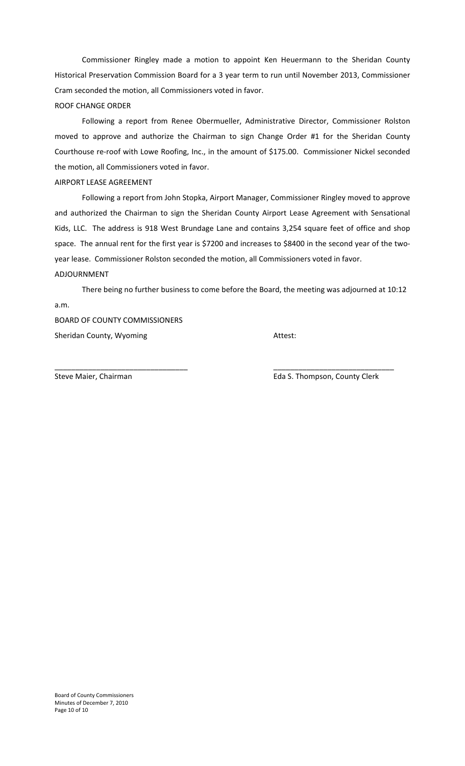Commissioner Ringley made a motion to appoint Ken Heuermann to the Sheridan County Historical Preservation Commission Board for a 3 year term to run until November 2013, Commissioner Cram seconded the motion, all Commissioners voted in favor.

ROOF CHANGE ORDER

Following a report from Renee Obermueller, Administrative Director, Commissioner Rolston moved to approve and authorize the Chairman to sign Change Order #1 for the Sheridan County Courthouse re-roof with Lowe Roofing, Inc., in the amount of $175.00. Commissioner Nickel seconded the motion, all Commissioners voted in favor.

AIRPORT LEASE AGREEMENT

Following a report from John Stopka, Airport Manager, Commissioner Ringley moved to approve and authorized the Chairman to sign the Sheridan County Airport Lease Agreement with Sensational Kids, LLC. The address is 918 West Brundage Lane and contains 3,254 square feet of office and shop space. The annual rent for the first year is $7200 and increases to $8400 in the second year of the two-year lease. Commissioner Rolston seconded the motion, all Commissioners voted in favor.

ADJOURNMENT

There being no further business to come before the Board, the meeting was adjourned at 10:12 a.m.

BOARD OF COUNTY COMMISSIONERS

Sheridan County, Wyoming

Attest:

_______________________________

Steve Maier, Chairman

_____________________________

Eda S. Thompson, County Clerk